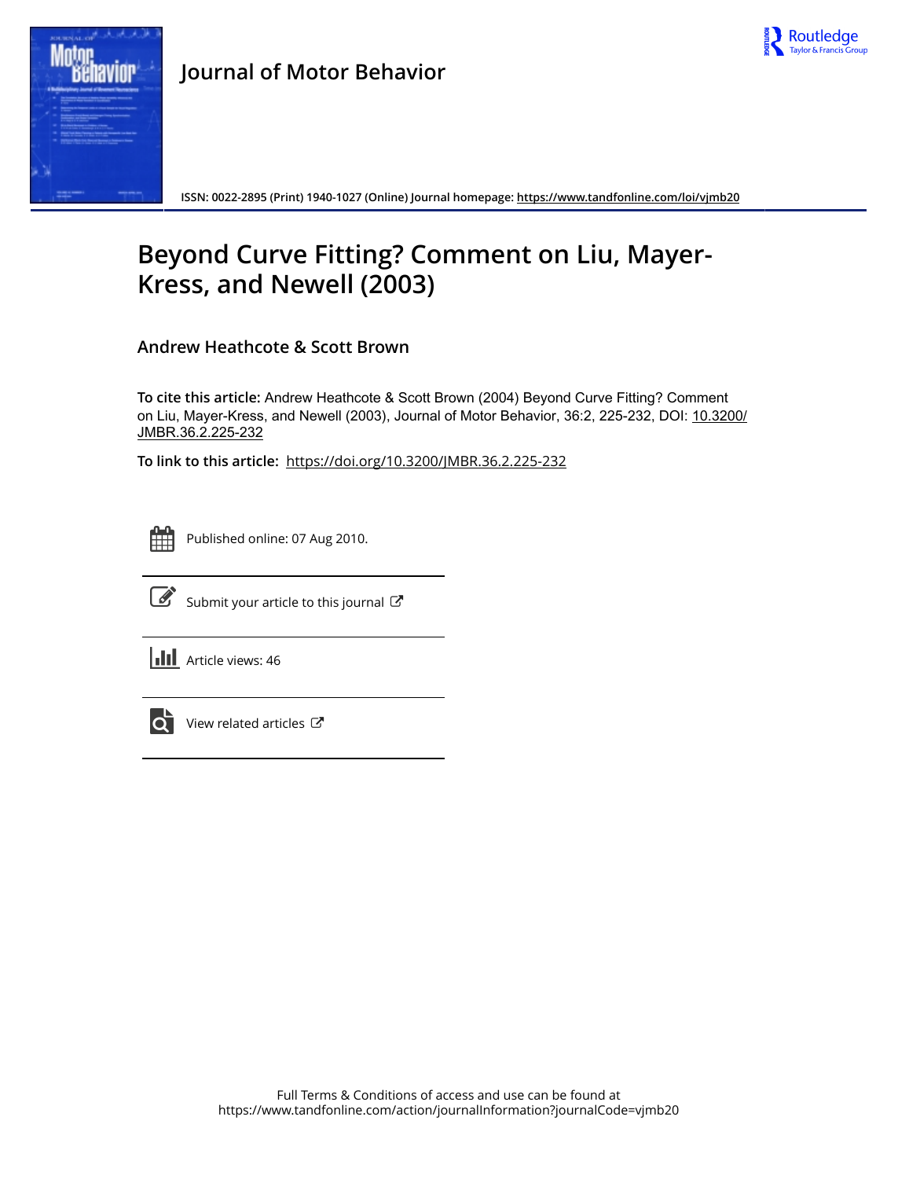**Journal of Motor Behavior**

ISSN: 0022-2895 (Print) 1940-1027 (Online) Journal homepage: https://www.tandfonline.com/loi/vjmb20

# Beyond Curve Fitting? Comment on Liu, Mayer-Kress, and Newell (2003)

**Andrew Heathcote & Scott Brown**

**To cite this article:** Andrew Heathcote & Scott Brown (2004) Beyond Curve Fitting? Comment on Liu, Mayer-Kress, and Newell (2003), Journal of Motor Behavior, 36:2, 225-232, DOI: 10.3200/JMBR.36.2.225-232

**To link to this article:** https://doi.org/10.3200/JMBR.36.2.225-232

Published online: 07 Aug 2010.

Submit your article to this journal

Article views: 46

View related articles

Full Terms & Conditions of access and use can be found at
https://www.tandfonline.com/action/journalInformation?journalCode=vjmb20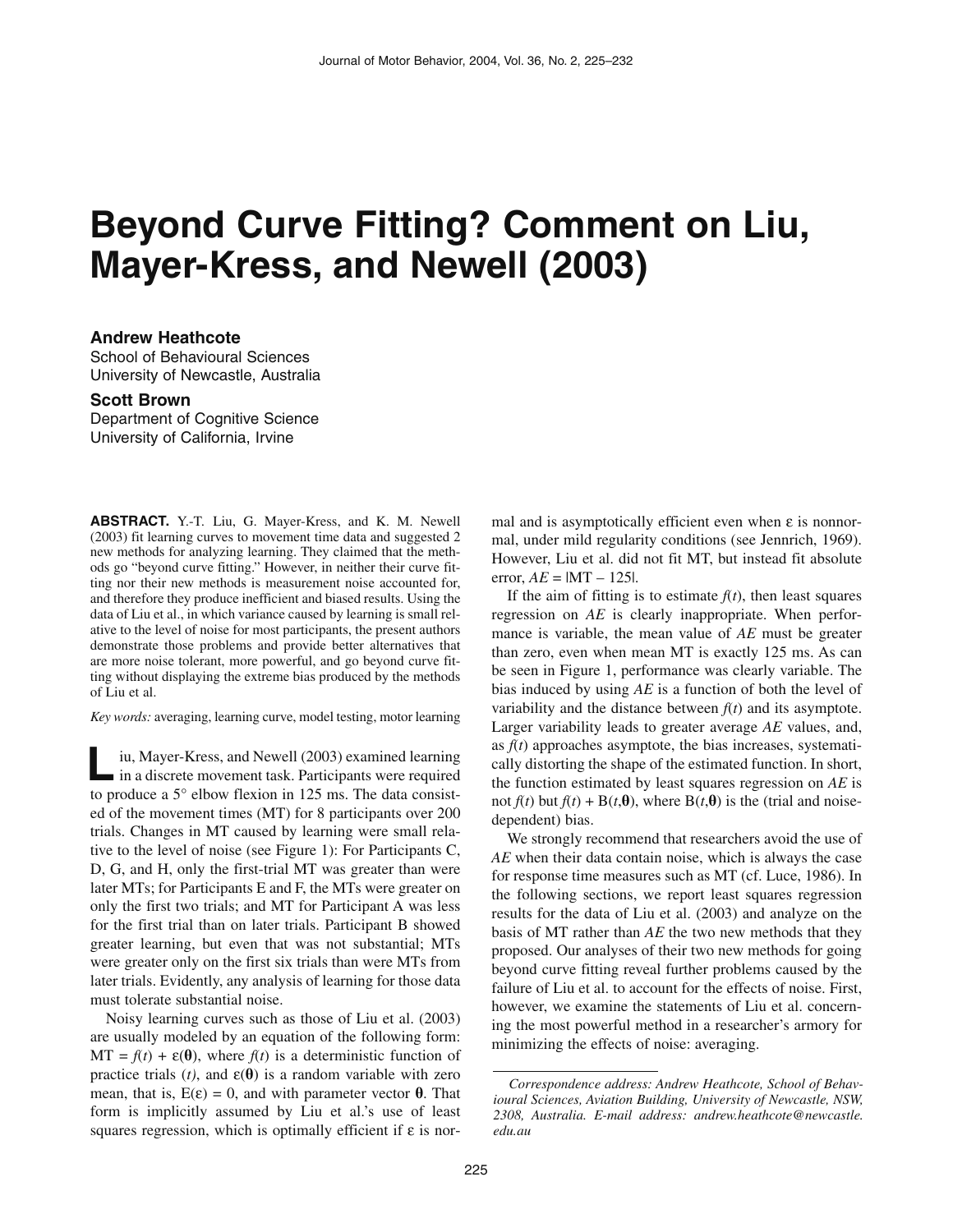# Beyond Curve Fitting? Comment on Liu, Mayer-Kress, and Newell (2003)

**Andrew Heathcote**
School of Behavioural Sciences
University of Newcastle, Australia

**Scott Brown**
Department of Cognitive Science
University of California, Irvine

**ABSTRACT.** Y.-T. Liu, G. Mayer-Kress, and K. M. Newell (2003) fit learning curves to movement time data and suggested 2 new methods for analyzing learning. They claimed that the methods go "beyond curve fitting." However, in neither their curve fitting nor their new methods is measurement noise accounted for, and therefore they produce inefficient and biased results. Using the data of Liu et al., in which variance caused by learning is small relative to the level of noise for most participants, the present authors demonstrate those problems and provide better alternatives that are more noise tolerant, more powerful, and go beyond curve fitting without displaying the extreme bias produced by the methods of Liu et al.

*Key words:* averaging, learning curve, model testing, motor learning

Liu, Mayer-Kress, and Newell (2003) examined learning in a discrete movement task. Participants were required to produce a 5° elbow flexion in 125 ms. The data consisted of the movement times (MT) for 8 participants over 200 trials. Changes in MT caused by learning were small relative to the level of noise (see Figure 1): For Participants C, D, G, and H, only the first-trial MT was greater than were later MTs; for Participants E and F, the MTs were greater on only the first two trials; and MT for Participant A was less for the first trial than on later trials. Participant B showed greater learning, but even that was not substantial; MTs were greater only on the first six trials than were MTs from later trials. Evidently, any analysis of learning for those data must tolerate substantial noise.

Noisy learning curves such as those of Liu et al. (2003) are usually modeled by an equation of the following form: MT = $f(t) + \varepsilon(\boldsymbol{\theta})$, where $f(t)$ is a deterministic function of practice trials ($t$), and $\varepsilon(\boldsymbol{\theta})$ is a random variable with zero mean, that is, $E(\varepsilon) = 0$, and with parameter vector $\boldsymbol{\theta}$. That form is implicitly assumed by Liu et al.'s use of least squares regression, which is optimally efficient if $\varepsilon$ is normal and is asymptotically efficient even when $\varepsilon$ is nonnormal, under mild regularity conditions (see Jennrich, 1969). However, Liu et al. did not fit MT, but instead fit absolute error, $AE = |\text{MT} - 125|$.

If the aim of fitting is to estimate $f(t)$, then least squares regression on *AE* is clearly inappropriate. When performance is variable, the mean value of *AE* must be greater than zero, even when mean MT is exactly 125 ms. As can be seen in Figure 1, performance was clearly variable. The bias induced by using *AE* is a function of both the level of variability and the distance between $f(t)$ and its asymptote. Larger variability leads to greater average *AE* values, and, as $f(t)$ approaches asymptote, the bias increases, systematically distorting the shape of the estimated function. In short, the function estimated by least squares regression on *AE* is not $f(t)$ but $f(t) + B(t,\boldsymbol{\theta})$, where $B(t,\boldsymbol{\theta})$ is the (trial and noise-dependent) bias.

We strongly recommend that researchers avoid the use of *AE* when their data contain noise, which is always the case for response time measures such as MT (cf. Luce, 1986). In the following sections, we report least squares regression results for the data of Liu et al. (2003) and analyze on the basis of MT rather than *AE* the two new methods that they proposed. Our analyses of their two new methods for going beyond curve fitting reveal further problems caused by the failure of Liu et al. to account for the effects of noise. First, however, we examine the statements of Liu et al. concerning the most powerful method in a researcher's armory for minimizing the effects of noise: averaging.

*Correspondence address: Andrew Heathcote, School of Behavioural Sciences, Aviation Building, University of Newcastle, NSW, 2308, Australia. E-mail address: andrew.heathcote@newcastle.edu.au*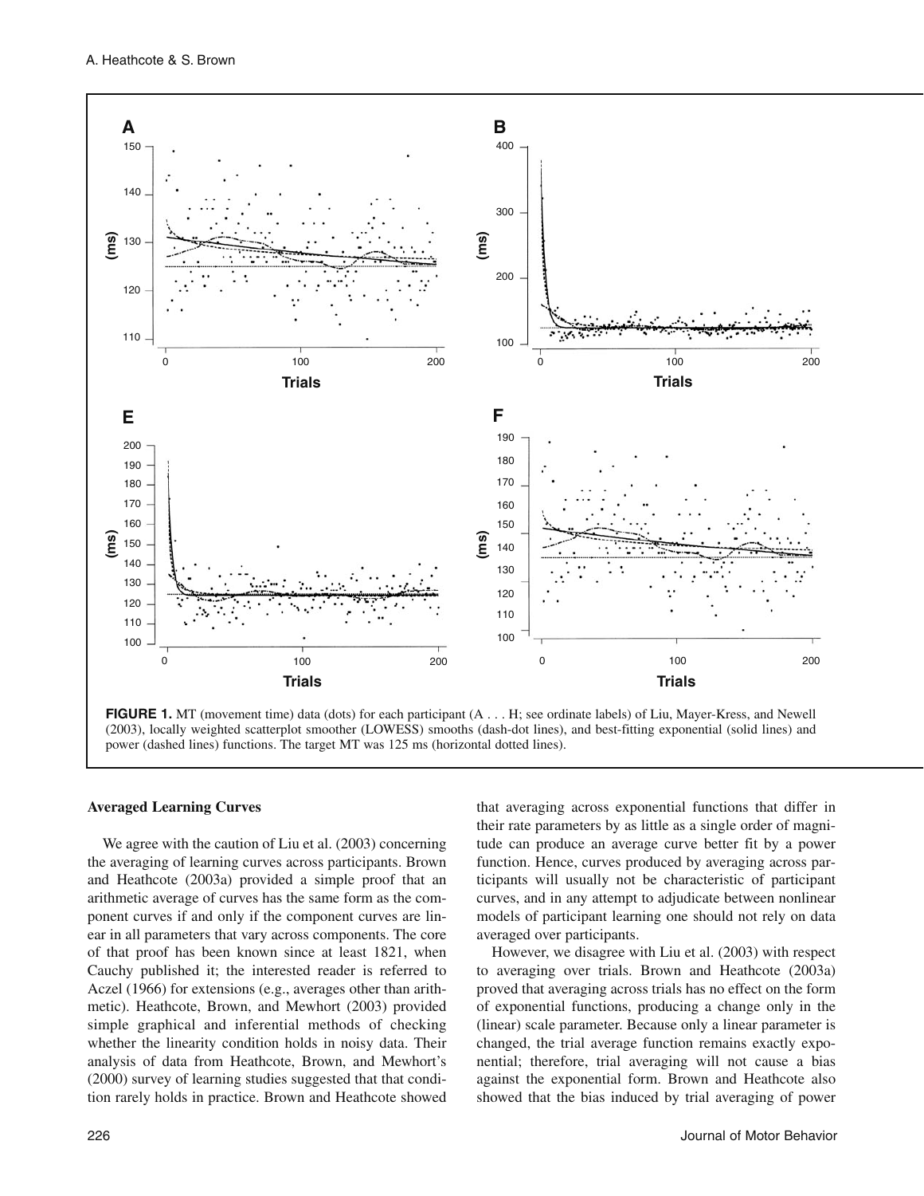**FIGURE 1.** MT (movement time) data (dots) for each participant (A . . . H; see ordinate labels) of Liu, Mayer-Kress, and Newell (2003), locally weighted scatterplot smoother (LOWESS) smooths (dash-dot lines), and best-fitting exponential (solid lines) and power (dashed lines) functions. The target MT was 125 ms (horizontal dotted lines).

### Averaged Learning Curves

We agree with the caution of Liu et al. (2003) concerning the averaging of learning curves across participants. Brown and Heathcote (2003a) provided a simple proof that an arithmetic average of curves has the same form as the component curves if and only if the component curves are linear in all parameters that vary across components. The core of that proof has been known since at least 1821, when Cauchy published it; the interested reader is referred to Aczel (1966) for extensions (e.g., averages other than arithmetic). Heathcote, Brown, and Mewhort (2003) provided simple graphical and inferential methods of checking whether the linearity condition holds in noisy data. Their analysis of data from Heathcote, Brown, and Mewhort's (2000) survey of learning studies suggested that that condition rarely holds in practice. Brown and Heathcote showed that averaging across exponential functions that differ in their rate parameters by as little as a single order of magnitude can produce an average curve better fit by a power function. Hence, curves produced by averaging across participants will usually not be characteristic of participant curves, and in any attempt to adjudicate between nonlinear models of participant learning one should not rely on data averaged over participants.

However, we disagree with Liu et al. (2003) with respect to averaging over trials. Brown and Heathcote (2003a) proved that averaging across trials has no effect on the form of exponential functions, producing a change only in the (linear) scale parameter. Because only a linear parameter is changed, the trial average function remains exactly exponential; therefore, trial averaging will not cause a bias against the exponential form. Brown and Heathcote also showed that the bias induced by trial averaging of power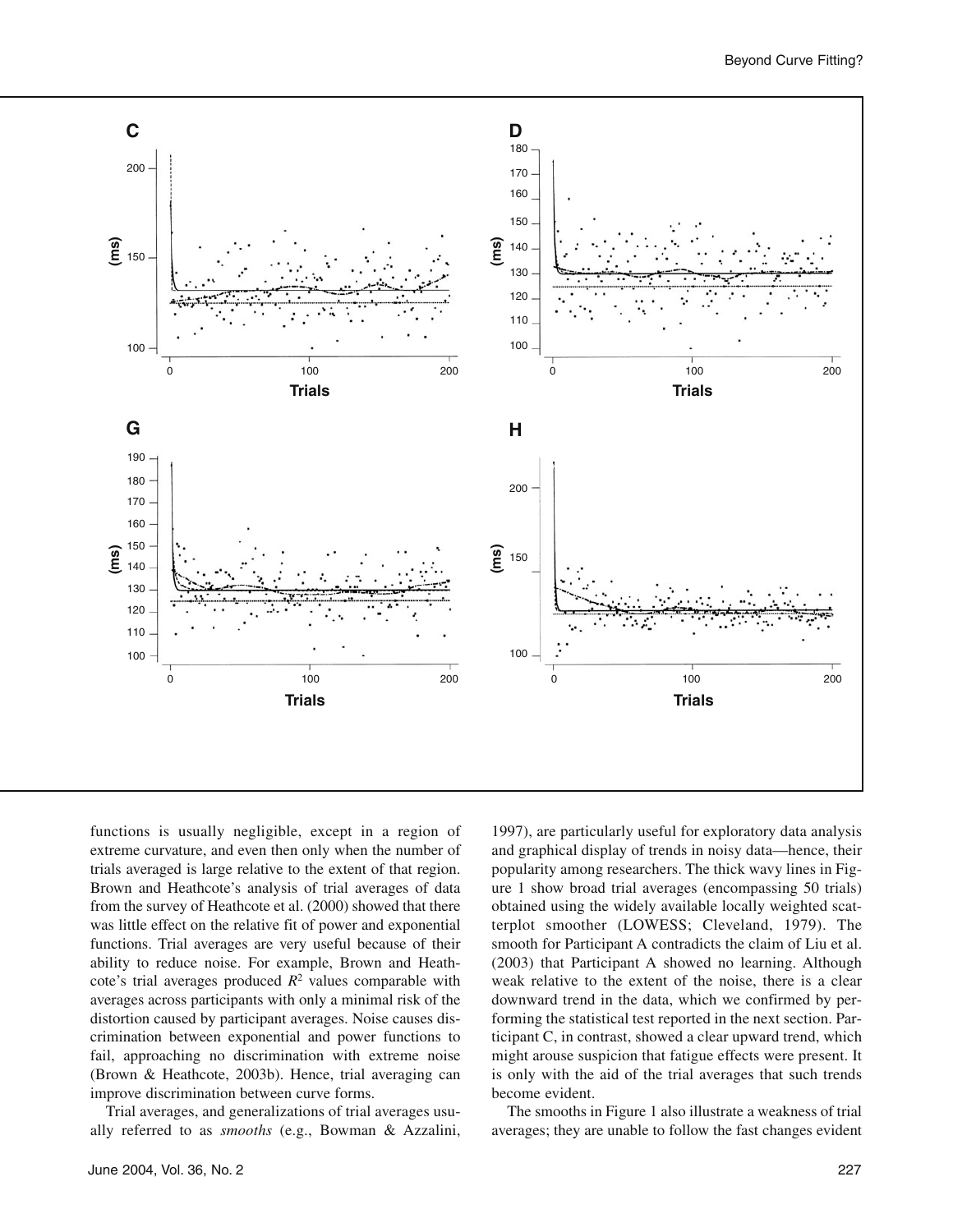functions is usually negligible, except in a region of extreme curvature, and even then only when the number of trials averaged is large relative to the extent of that region. Brown and Heathcote's analysis of trial averages of data from the survey of Heathcote et al. (2000) showed that there was little effect on the relative fit of power and exponential functions. Trial averages are very useful because of their ability to reduce noise. For example, Brown and Heathcote's trial averages produced $R^2$ values comparable with averages across participants with only a minimal risk of the distortion caused by participant averages. Noise causes discrimination between exponential and power functions to fail, approaching no discrimination with extreme noise (Brown & Heathcote, 2003b). Hence, trial averaging can improve discrimination between curve forms.

Trial averages, and generalizations of trial averages usually referred to as *smooths* (e.g., Bowman & Azzalini, 1997), are particularly useful for exploratory data analysis and graphical display of trends in noisy data—hence, their popularity among researchers. The thick wavy lines in Figure 1 show broad trial averages (encompassing 50 trials) obtained using the widely available locally weighted scatterplot smoother (LOWESS; Cleveland, 1979). The smooth for Participant A contradicts the claim of Liu et al. (2003) that Participant A showed no learning. Although weak relative to the extent of the noise, there is a clear downward trend in the data, which we confirmed by performing the statistical test reported in the next section. Participant C, in contrast, showed a clear upward trend, which might arouse suspicion that fatigue effects were present. It is only with the aid of the trial averages that such trends become evident.

The smooths in Figure 1 also illustrate a weakness of trial averages; they are unable to follow the fast changes evident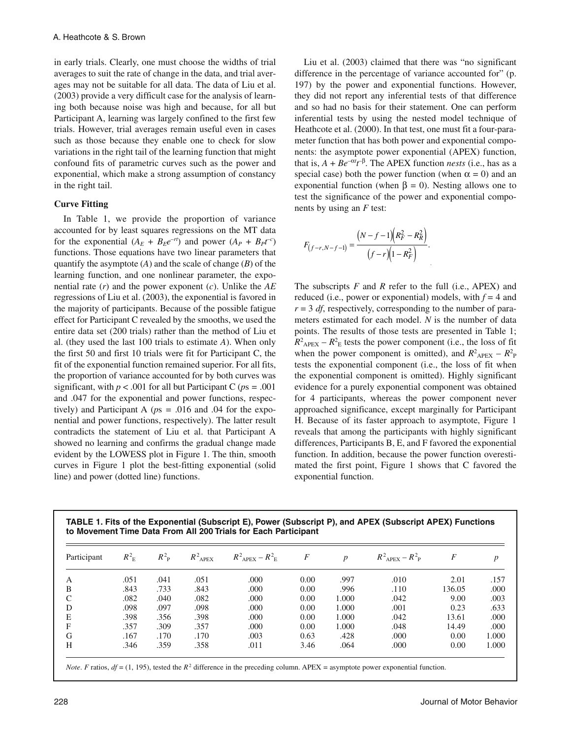in early trials. Clearly, one must choose the widths of trial averages to suit the rate of change in the data, and trial averages may not be suitable for all data. The data of Liu et al. (2003) provide a very difficult case for the analysis of learning both because noise was high and because, for all but Participant A, learning was largely confined to the first few trials. However, trial averages remain useful even in cases such as those because they enable one to check for slow variations in the right tail of the learning function that might confound fits of parametric curves such as the power and exponential, which make a strong assumption of constancy in the right tail.

### Curve Fitting

In Table 1, we provide the proportion of variance accounted for by least squares regressions on the MT data for the exponential ($A_E + B_E e^{-rt}$) and power ($A_P + B_P t^{-c}$) functions. Those equations have two linear parameters that quantify the asymptote ($A$) and the scale of change ($B$) of the learning function, and one nonlinear parameter, the exponential rate ($r$) and the power exponent ($c$). Unlike the *AE* regressions of Liu et al. (2003), the exponential is favored in the majority of participants. Because of the possible fatigue effect for Participant C revealed by the smooths, we used the entire data set (200 trials) rather than the method of Liu et al. (they used the last 100 trials to estimate $A$). When only the first 50 and first 10 trials were fit for Participant C, the fit of the exponential function remained superior. For all fits, the proportion of variance accounted for by both curves was significant, with $p < .001$ for all but Participant C ($p$s = .001 and .047 for the exponential and power functions, respectively) and Participant A ($p$s = .016 and .04 for the exponential and power functions, respectively). The latter result contradicts the statement of Liu et al. that Participant A showed no learning and confirms the gradual change made evident by the LOWESS plot in Figure 1. The thin, smooth curves in Figure 1 plot the best-fitting exponential (solid line) and power (dotted line) functions.

Liu et al. (2003) claimed that there was "no significant difference in the percentage of variance accounted for" (p. 197) by the power and exponential functions. However, they did not report any inferential tests of that difference and so had no basis for their statement. One can perform inferential tests by using the nested model technique of Heathcote et al. (2000). In that test, one must fit a four-parameter function that has both power and exponential components: the asymptote power exponential (APEX) function, that is, $A + Be^{-\alpha t}t^{-\beta}$. The APEX function *nests* (i.e., has as a special case) both the power function (when $\alpha = 0$) and an exponential function (when $\beta = 0$). Nesting allows one to test the significance of the power and exponential components by using an $F$ test:

$$F_{(f-r, N-f-1)} = \frac{(N-f-1)\left(R_F^2 - R_R^2\right)}{(f-r)\left(1-R_F^2\right)}.$$

The subscripts $F$ and $R$ refer to the full (i.e., APEX) and reduced (i.e., power or exponential) models, with $f = 4$ and $r = 3$ *df*, respectively, corresponding to the number of parameters estimated for each model. $N$ is the number of data points. The results of those tests are presented in Table 1; $R^2_{\text{APEX}} - R^2_{\text{E}}$ tests the power component (i.e., the loss of fit when the power component is omitted), and $R^2_{\text{APEX}} - R^2_{\text{P}}$ tests the exponential component (i.e., the loss of fit when the exponential component is omitted). Highly significant evidence for a purely exponential component was obtained for 4 participants, whereas the power component never approached significance, except marginally for Participant H. Because of its faster approach to asymptote, Figure 1 reveals that among the participants with highly significant differences, Participants B, E, and F favored the exponential function. In addition, because the power function overestimated the first point, Figure 1 shows that C favored the exponential function.

**TABLE 1. Fits of the Exponential (Subscript E), Power (Subscript P), and APEX (Subscript APEX) Functions to Movement Time Data From All 200 Trials for Each Participant**

| Participant | $R^2_{\text{E}}$ | $R^2_{\text{P}}$ | $R^2_{\text{APEX}}$ | $R^2_{\text{APEX}} - R^2_{\text{E}}$ | $F$ | $p$ | $R^2_{\text{APEX}} - R^2_{\text{P}}$ | $F$ | $p$ |
|---|---|---|---|---|---|---|---|---|---|
| A | .051 | .041 | .051 | .000 | 0.00 | .997 | .010 | 2.01 | .157 |
| B | .843 | .733 | .843 | .000 | 0.00 | .996 | .110 | 136.05 | .000 |
| C | .082 | .040 | .082 | .000 | 0.00 | 1.000 | .042 | 9.00 | .003 |
| D | .098 | .097 | .098 | .000 | 0.00 | 1.000 | .001 | 0.23 | .633 |
| E | .398 | .356 | .398 | .000 | 0.00 | 1.000 | .042 | 13.61 | .000 |
| F | .357 | .309 | .357 | .000 | 0.00 | 1.000 | .048 | 14.49 | .000 |
| G | .167 | .170 | .170 | .003 | 0.63 | .428 | .000 | 0.00 | 1.000 |
| H | .346 | .359 | .358 | .011 | 3.46 | .064 | .000 | 0.00 | 1.000 |

*Note*. $F$ ratios, $df$ = (1, 195), tested the $R^2$ difference in the preceding column. APEX = asymptote power exponential function.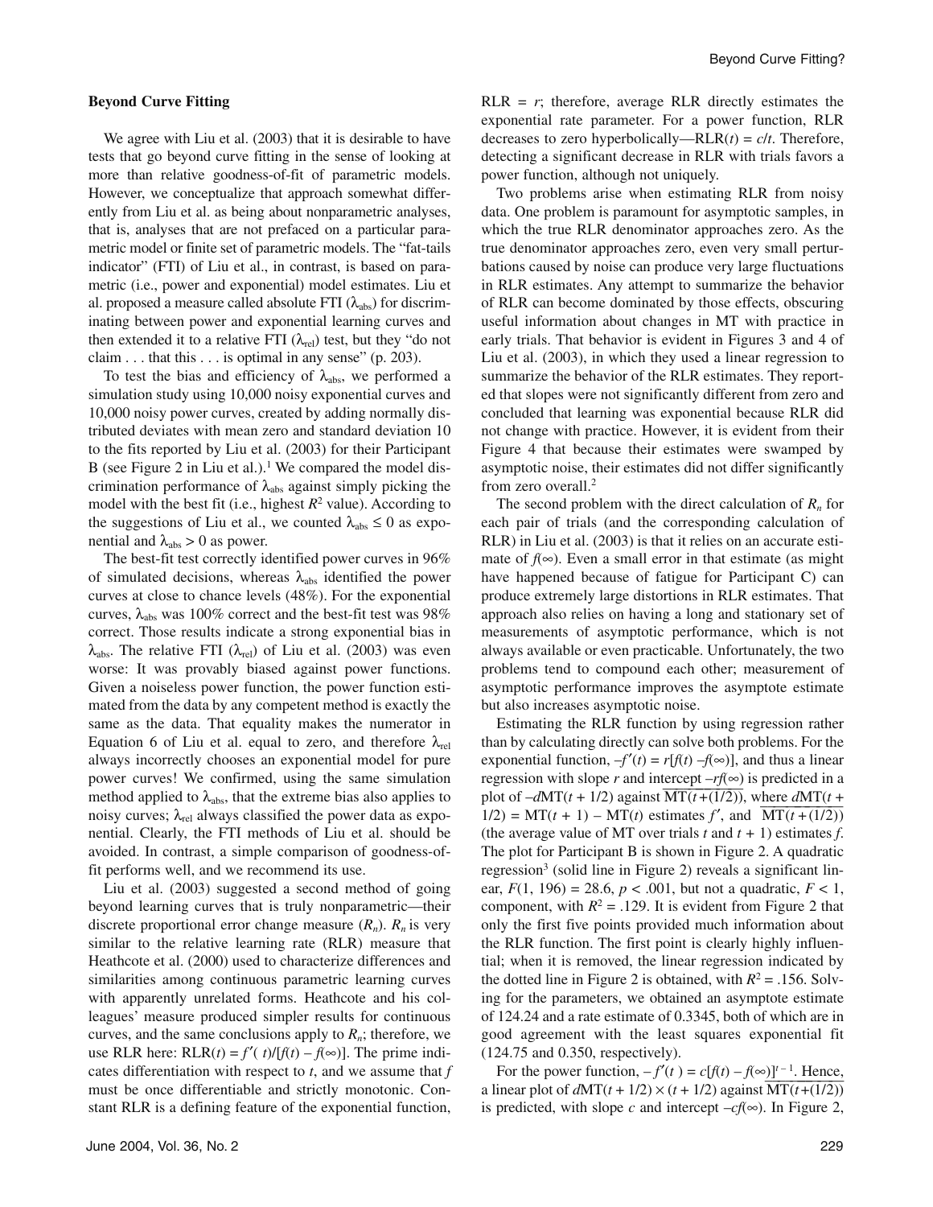### Beyond Curve Fitting

We agree with Liu et al. (2003) that it is desirable to have tests that go beyond curve fitting in the sense of looking at more than relative goodness-of-fit of parametric models. However, we conceptualize that approach somewhat differently from Liu et al. as being about nonparametric analyses, that is, analyses that are not prefaced on a particular parametric model or finite set of parametric models. The "fat-tails indicator" (FTI) of Liu et al., in contrast, is based on parametric (i.e., power and exponential) model estimates. Liu et al. proposed a measure called absolute FTI ($\lambda_{abs}$) for discriminating between power and exponential learning curves and then extended it to a relative FTI ($\lambda_{rel}$) test, but they "do not claim . . . that this . . . is optimal in any sense" (p. 203).

To test the bias and efficiency of $\lambda_{abs}$, we performed a simulation study using 10,000 noisy exponential curves and 10,000 noisy power curves, created by adding normally distributed deviates with mean zero and standard deviation 10 to the fits reported by Liu et al. (2003) for their Participant B (see Figure 2 in Liu et al.).[1] We compared the model discrimination performance of $\lambda_{abs}$ against simply picking the model with the best fit (i.e., highest $R^2$ value). According to the suggestions of Liu et al., we counted $\lambda_{abs} \leq 0$ as exponential and $\lambda_{abs} > 0$ as power.

The best-fit test correctly identified power curves in 96% of simulated decisions, whereas $\lambda_{abs}$ identified the power curves at close to chance levels (48%). For the exponential curves, $\lambda_{abs}$ was 100% correct and the best-fit test was 98% correct. Those results indicate a strong exponential bias in $\lambda_{abs}$. The relative FTI ($\lambda_{rel}$) of Liu et al. (2003) was even worse: It was provably biased against power functions. Given a noiseless power function, the power function estimated from the data by any competent method is exactly the same as the data. That equality makes the numerator in Equation 6 of Liu et al. equal to zero, and therefore $\lambda_{rel}$ always incorrectly chooses an exponential model for pure power curves! We confirmed, using the same simulation method applied to $\lambda_{abs}$, that the extreme bias also applies to noisy curves; $\lambda_{rel}$ always classified the power data as exponential. Clearly, the FTI methods of Liu et al. should be avoided. In contrast, a simple comparison of goodness-of-fit performs well, and we recommend its use.

Liu et al. (2003) suggested a second method of going beyond learning curves that is truly nonparametric—their discrete proportional error change measure ($R_n$). $R_n$ is very similar to the relative learning rate (RLR) measure that Heathcote et al. (2000) used to characterize differences and similarities among continuous parametric learning curves with apparently unrelated forms. Heathcote and his colleagues' measure produced simpler results for continuous curves, and the same conclusions apply to $R_n$; therefore, we use RLR here: $\text{RLR}(t) = f'(t)/[f(t) - f(\infty)]$. The prime indicates differentiation with respect to $t$, and we assume that $f$ must be once differentiable and strictly monotonic. Constant RLR is a defining feature of the exponential function, $\text{RLR} = r$; therefore, average RLR directly estimates the exponential rate parameter. For a power function, RLR decreases to zero hyperbolically—$\text{RLR}(t) = c/t$. Therefore, detecting a significant decrease in RLR with trials favors a power function, although not uniquely.

Two problems arise when estimating RLR from noisy data. One problem is paramount for asymptotic samples, in which the true RLR denominator approaches zero. As the true denominator approaches zero, even very small perturbations caused by noise can produce very large fluctuations in RLR estimates. Any attempt to summarize the behavior of RLR can become dominated by those effects, obscuring useful information about changes in MT with practice in early trials. That behavior is evident in Figures 3 and 4 of Liu et al. (2003), in which they used a linear regression to summarize the behavior of the RLR estimates. They reported that slopes were not significantly different from zero and concluded that learning was exponential because RLR did not change with practice. However, it is evident from their Figure 4 that because their estimates were swamped by asymptotic noise, their estimates did not differ significantly from zero overall.[2]

The second problem with the direct calculation of $R_n$ for each pair of trials (and the corresponding calculation of RLR) in Liu et al. (2003) is that it relies on an accurate estimate of $f(\infty)$. Even a small error in that estimate (as might have happened because of fatigue for Participant C) can produce extremely large distortions in RLR estimates. That approach also relies on having a long and stationary set of measurements of asymptotic performance, which is not always available or even practicable. Unfortunately, the two problems tend to compound each other; measurement of asymptotic performance improves the asymptote estimate but also increases asymptotic noise.

Estimating the RLR function by using regression rather than by calculating directly can solve both problems. For the exponential function, $-f'(t) = r[f(t) - f(\infty)]$, and thus a linear regression with slope $r$ and intercept $-rf(\infty)$ is predicted in a plot of $-d\text{MT}(t + 1/2)$ against $\overline{\text{MT}(t + (1/2))}$, where $d\text{MT}(t + 1/2) = \text{MT}(t + 1) - \text{MT}(t)$ estimates $f'$, and $\overline{\text{MT}(t + (1/2))}$ (the average value of MT over trials $t$ and $t + 1$) estimates $f$. The plot for Participant B is shown in Figure 2. A quadratic regression[3] (solid line in Figure 2) reveals a significant linear, $F(1, 196) = 28.6$, $p < .001$, but not a quadratic, $F < 1$, component, with $R^2 = .129$. It is evident from Figure 2 that only the first five points provided much information about the RLR function. The first point is clearly highly influential; when it is removed, the linear regression indicated by the dotted line in Figure 2 is obtained, with $R^2 = .156$. Solving for the parameters, we obtained an asymptote estimate of 124.24 and a rate estimate of 0.3345, both of which are in good agreement with the least squares exponential fit (124.75 and 0.350, respectively).

For the power function, $-f'(t) = c[f(t) - f(\infty)]^{t-1}$. Hence, a linear plot of $d\text{MT}(t + 1/2) \times (t + 1/2)$ against $\overline{\text{MT}(t + (1/2))}$ is predicted, with slope $c$ and intercept $-cf(\infty)$. In Figure 2,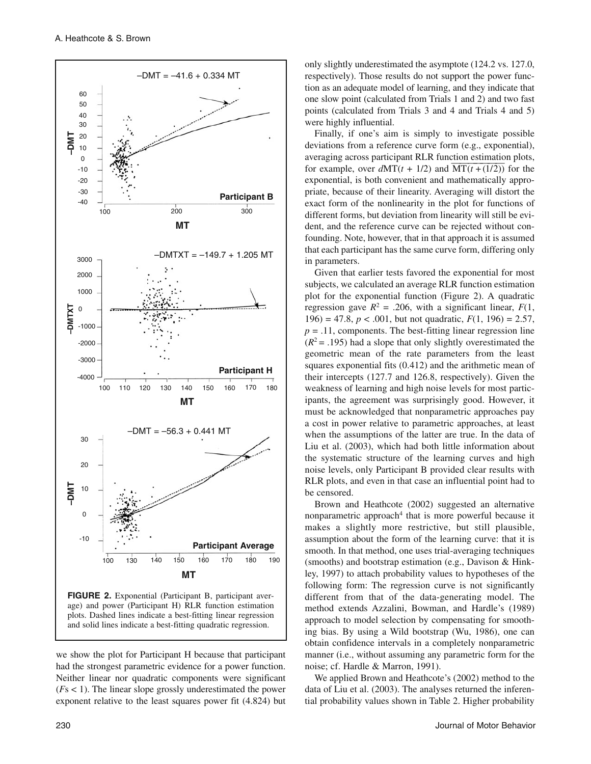**FIGURE 2.** Exponential (Participant B, participant average) and power (Participant H) RLR function estimation plots. Dashed lines indicate a best-fitting linear regression and solid lines indicate a best-fitting quadratic regression.

we show the plot for Participant H because that participant had the strongest parametric evidence for a power function. Neither linear nor quadratic components were significant ($F$s < 1). The linear slope grossly underestimated the power exponent relative to the least squares power fit (4.824) but only slightly underestimated the asymptote (124.2 vs. 127.0, respectively). Those results do not support the power function as an adequate model of learning, and they indicate that one slow point (calculated from Trials 1 and 2) and two fast points (calculated from Trials 3 and 4 and Trials 4 and 5) were highly influential.

Finally, if one's aim is simply to investigate possible deviations from a reference curve form (e.g., exponential), averaging across participant RLR function estimation plots, for example, over $d\text{MT}(t + 1/2)$ and $\overline{\text{MT}(t + (1/2))}$ for the exponential, is both convenient and mathematically appropriate, because of their linearity. Averaging will distort the exact form of the nonlinearity in the plot for functions of different forms, but deviation from linearity will still be evident, and the reference curve can be rejected without confounding. Note, however, that in that approach it is assumed that each participant has the same curve form, differing only in parameters.

Given that earlier tests favored the exponential for most subjects, we calculated an average RLR function estimation plot for the exponential function (Figure 2). A quadratic regression gave $R^2 = .206$, with a significant linear, $F(1, 196) = 47.8$, $p < .001$, but not quadratic, $F(1, 196) = 2.57$, $p = .11$, components. The best-fitting linear regression line ($R^2 = .195$) had a slope that only slightly overestimated the geometric mean of the rate parameters from the least squares exponential fits (0.412) and the arithmetic mean of their intercepts (127.7 and 126.8, respectively). Given the weakness of learning and high noise levels for most participants, the agreement was surprisingly good. However, it must be acknowledged that nonparametric approaches pay a cost in power relative to parametric approaches, at least when the assumptions of the latter are true. In the data of Liu et al. (2003), which had both little information about the systematic structure of the learning curves and high noise levels, only Participant B provided clear results with RLR plots, and even in that case an influential point had to be censored.

Brown and Heathcote (2002) suggested an alternative nonparametric approach[4] that is more powerful because it makes a slightly more restrictive, but still plausible, assumption about the form of the learning curve: that it is smooth. In that method, one uses trial-averaging techniques (smooths) and bootstrap estimation (e.g., Davison & Hinkley, 1997) to attach probability values to hypotheses of the following form: The regression curve is not significantly different from that of the data-generating model. The method extends Azzalini, Bowman, and Hardle's (1989) approach to model selection by compensating for smoothing bias. By using a Wild bootstrap (Wu, 1986), one can obtain confidence intervals in a completely nonparametric manner (i.e., without assuming any parametric form for the noise; cf. Hardle & Marron, 1991).

We applied Brown and Heathcote's (2002) method to the data of Liu et al. (2003). The analyses returned the inferential probability values shown in Table 2. Higher probability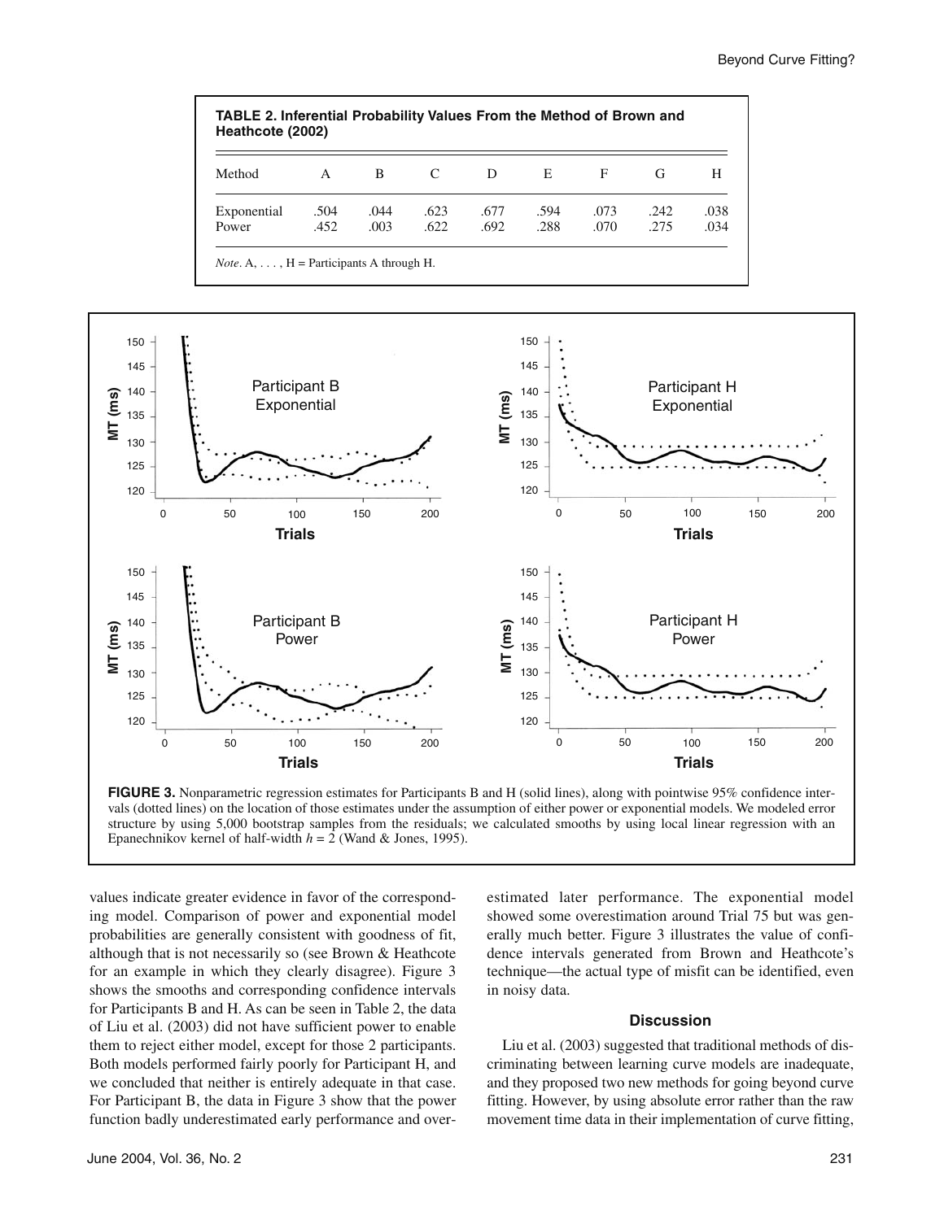**TABLE 2. Inferential Probability Values From the Method of Brown and Heathcote (2002)**

| Method | A | B | C | D | E | F | G | H |
|---|---|---|---|---|---|---|---|---|
| Exponential | .504 | .044 | .623 | .677 | .594 | .073 | .242 | .038 |
| Power | .452 | .003 | .622 | .692 | .288 | .070 | .275 | .034 |

*Note*. A, . . . , H = Participants A through H.

**FIGURE 3.** Nonparametric regression estimates for Participants B and H (solid lines), along with pointwise 95% confidence intervals (dotted lines) on the location of those estimates under the assumption of either power or exponential models. We modeled error structure by using 5,000 bootstrap samples from the residuals; we calculated smooths by using local linear regression with an Epanechnikov kernel of half-width $h = 2$ (Wand & Jones, 1995).

values indicate greater evidence in favor of the corresponding model. Comparison of power and exponential model probabilities are generally consistent with goodness of fit, although that is not necessarily so (see Brown & Heathcote for an example in which they clearly disagree). Figure 3 shows the smooths and corresponding confidence intervals for Participants B and H. As can be seen in Table 2, the data of Liu et al. (2003) did not have sufficient power to enable them to reject either model, except for those 2 participants. Both models performed fairly poorly for Participant H, and we concluded that neither is entirely adequate in that case. For Participant B, the data in Figure 3 show that the power function badly underestimated early performance and overestimated later performance. The exponential model showed some overestimation around Trial 75 but was generally much better. Figure 3 illustrates the value of confidence intervals generated from Brown and Heathcote's technique—the actual type of misfit can be identified, even in noisy data.

## Discussion

Liu et al. (2003) suggested that traditional methods of discriminating between learning curve models are inadequate, and they proposed two new methods for going beyond curve fitting. However, by using absolute error rather than the raw movement time data in their implementation of curve fitting,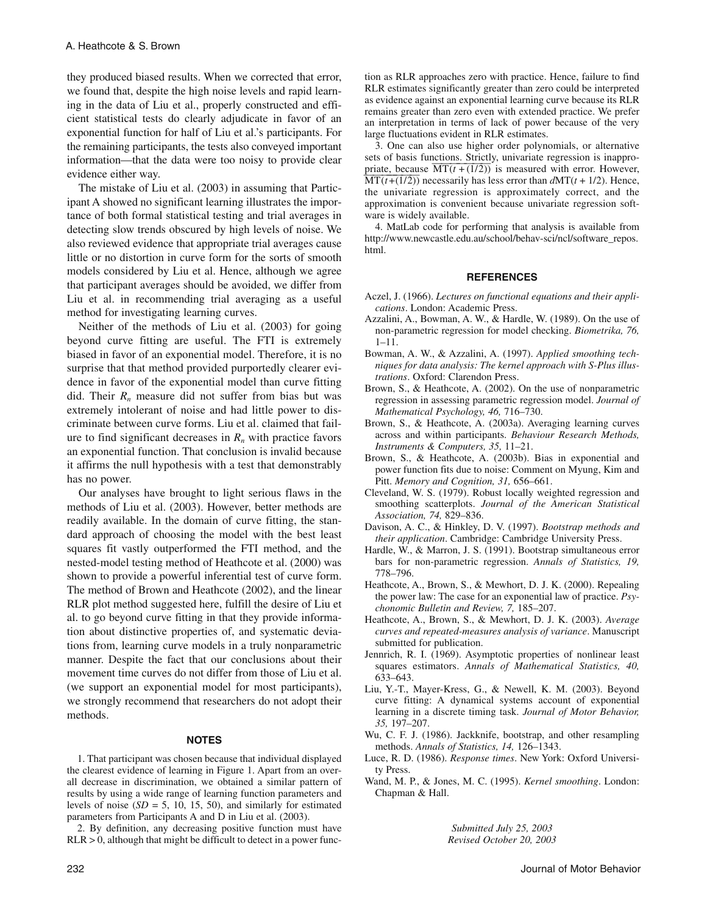they produced biased results. When we corrected that error, we found that, despite the high noise levels and rapid learning in the data of Liu et al., properly constructed and efficient statistical tests do clearly adjudicate in favor of an exponential function for half of Liu et al.'s participants. For the remaining participants, the tests also conveyed important information—that the data were too noisy to provide clear evidence either way.

The mistake of Liu et al. (2003) in assuming that Participant A showed no significant learning illustrates the importance of both formal statistical testing and trial averages in detecting slow trends obscured by high levels of noise. We also reviewed evidence that appropriate trial averages cause little or no distortion in curve form for the sorts of smooth models considered by Liu et al. Hence, although we agree that participant averages should be avoided, we differ from Liu et al. in recommending trial averaging as a useful method for investigating learning curves.

Neither of the methods of Liu et al. (2003) for going beyond curve fitting are useful. The FTI is extremely biased in favor of an exponential model. Therefore, it is no surprise that that method provided purportedly clearer evidence in favor of the exponential model than curve fitting did. Their $R_n$ measure did not suffer from bias but was extremely intolerant of noise and had little power to discriminate between curve forms. Liu et al. claimed that failure to find significant decreases in $R_n$ with practice favors an exponential function. That conclusion is invalid because it affirms the null hypothesis with a test that demonstrably has no power.

Our analyses have brought to light serious flaws in the methods of Liu et al. (2003). However, better methods are readily available. In the domain of curve fitting, the standard approach of choosing the model with the best least squares fit vastly outperformed the FTI method, and the nested-model testing method of Heathcote et al. (2000) was shown to provide a powerful inferential test of curve form. The method of Brown and Heathcote (2002), and the linear RLR plot method suggested here, fulfill the desire of Liu et al. to go beyond curve fitting in that they provide information about distinctive properties of, and systematic deviations from, learning curve models in a truly nonparametric manner. Despite the fact that our conclusions about their movement time curves do not differ from those of Liu et al. (we support an exponential model for most participants), we strongly recommend that researchers do not adopt their methods.

## NOTES

1. That participant was chosen because that individual displayed the clearest evidence of learning in Figure 1. Apart from an overall decrease in discrimination, we obtained a similar pattern of results by using a wide range of learning function parameters and levels of noise ($SD$ = 5, 10, 15, 50), and similarly for estimated parameters from Participants A and D in Liu et al. (2003).

2. By definition, any decreasing positive function must have RLR > 0, although that might be difficult to detect in a power function as RLR approaches zero with practice. Hence, failure to find RLR estimates significantly greater than zero could be interpreted as evidence against an exponential learning curve because its RLR remains greater than zero even with extended practice. We prefer an interpretation in terms of lack of power because of the very large fluctuations evident in RLR estimates.

3. One can also use higher order polynomials, or alternative sets of basis functions. Strictly, univariate regression is inappropriate, because $\overline{\text{MT}(t + (1/2))}$ is measured with error. However, $\overline{\text{MT}(t + (1/2))}$ necessarily has less error than $d\text{MT}(t + 1/2)$. Hence, the univariate regression is approximately correct, and the approximation is convenient because univariate regression software is widely available.

4. MatLab code for performing that analysis is available from http://www.newcastle.edu.au/school/behav-sci/ncl/software_repos.html.

## REFERENCES

Aczel, J. (1966). *Lectures on functional equations and their applications*. London: Academic Press.

Azzalini, A., Bowman, A. W., & Hardle, W. (1989). On the use of non-parametric regression for model checking. *Biometrika, 76,* 1–11.

Bowman, A. W., & Azzalini, A. (1997). *Applied smoothing techniques for data analysis: The kernel approach with S-Plus illustrations*. Oxford: Clarendon Press.

Brown, S., & Heathcote, A. (2002). On the use of nonparametric regression in assessing parametric regression model. *Journal of Mathematical Psychology, 46,* 716–730.

Brown, S., & Heathcote, A. (2003a). Averaging learning curves across and within participants. *Behaviour Research Methods, Instruments & Computers, 35,* 11–21.

Brown, S., & Heathcote, A. (2003b). Bias in exponential and power function fits due to noise: Comment on Myung, Kim and Pitt. *Memory and Cognition, 31,* 656–661.

Cleveland, W. S. (1979). Robust locally weighted regression and smoothing scatterplots. *Journal of the American Statistical Association, 74,* 829–836.

Davison, A. C., & Hinkley, D. V. (1997). *Bootstrap methods and their application*. Cambridge: Cambridge University Press.

Hardle, W., & Marron, J. S. (1991). Bootstrap simultaneous error bars for non-parametric regression. *Annals of Statistics, 19,* 778–796.

Heathcote, A., Brown, S., & Mewhort, D. J. K. (2000). Repealing the power law: The case for an exponential law of practice. *Psychonomic Bulletin and Review, 7,* 185–207.

Heathcote, A., Brown, S., & Mewhort, D. J. K. (2003). *Average curves and repeated-measures analysis of variance*. Manuscript submitted for publication.

Jennrich, R. I. (1969). Asymptotic properties of nonlinear least squares estimators. *Annals of Mathematical Statistics, 40,* 633–643.

Liu, Y.-T., Mayer-Kress, G., & Newell, K. M. (2003). Beyond curve fitting: A dynamical systems account of exponential learning in a discrete timing task. *Journal of Motor Behavior, 35,* 197–207.

Wu, C. F. J. (1986). Jackknife, bootstrap, and other resampling methods. *Annals of Statistics, 14,* 126–1343.

Luce, R. D. (1986). *Response times*. New York: Oxford University Press.

Wand, M. P., & Jones, M. C. (1995). *Kernel smoothing*. London: Chapman & Hall.

*Submitted July 25, 2003*
*Revised October 20, 2003*